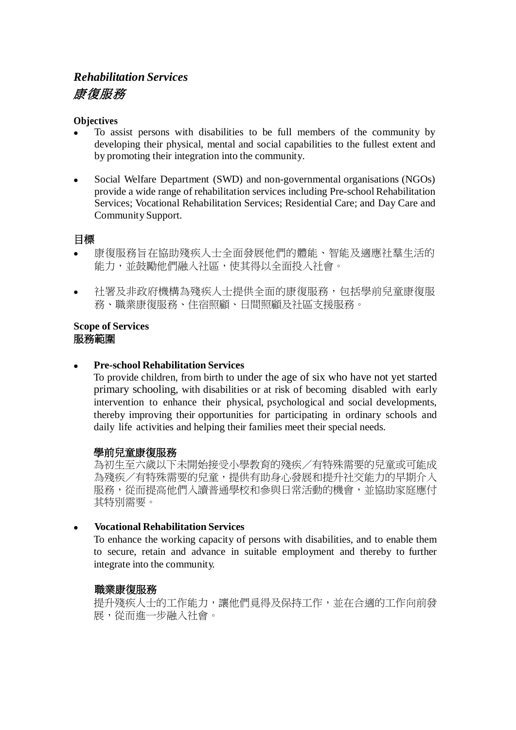# *Rehabilitation Services*
# *康復服務*

**Objectives**

- To assist persons with disabilities to be full members of the community by developing their physical, mental and social capabilities to the fullest extent and by promoting their integration into the community.

- Social Welfare Department (SWD) and non-governmental organisations (NGOs) provide a wide range of rehabilitation services including Pre-school Rehabilitation Services; Vocational Rehabilitation Services; Residential Care; and Day Care and Community Support.

**目標**

- 康復服務旨在協助殘疾人士全面發展他們的體能、智能及適應社羣生活的能力，並鼓勵他們融入社區，使其得以全面投入社會。

- 社署及非政府機構為殘疾人士提供全面的康復服務，包括學前兒童康復服務、職業康復服務、住宿照顧、日間照顧及社區支援服務。

**Scope of Services**
**服務範圍**

- **Pre-school Rehabilitation Services**
  To provide children, from birth to under the age of six who have not yet started primary schooling, with disabilities or at risk of becoming disabled with early intervention to enhance their physical, psychological and social developments, thereby improving their opportunities for participating in ordinary schools and daily life activities and helping their families meet their special needs.

  **學前兒童康復服務**
  為初生至六歲以下未開始接受小學教育的殘疾／有特殊需要的兒童或可能成為殘疾／有特殊需要的兒童，提供有助身心發展和提升社交能力的早期介入服務，從而提高他們入讀普通學校和參與日常活動的機會，並協助家庭應付其特別需要。

- **Vocational Rehabilitation Services**
  To enhance the working capacity of persons with disabilities, and to enable them to secure, retain and advance in suitable employment and thereby to further integrate into the community.

  **職業康復服務**
  提升殘疾人士的工作能力，讓他們覓得及保持工作，並在合適的工作向前發展，從而進一步融入社會。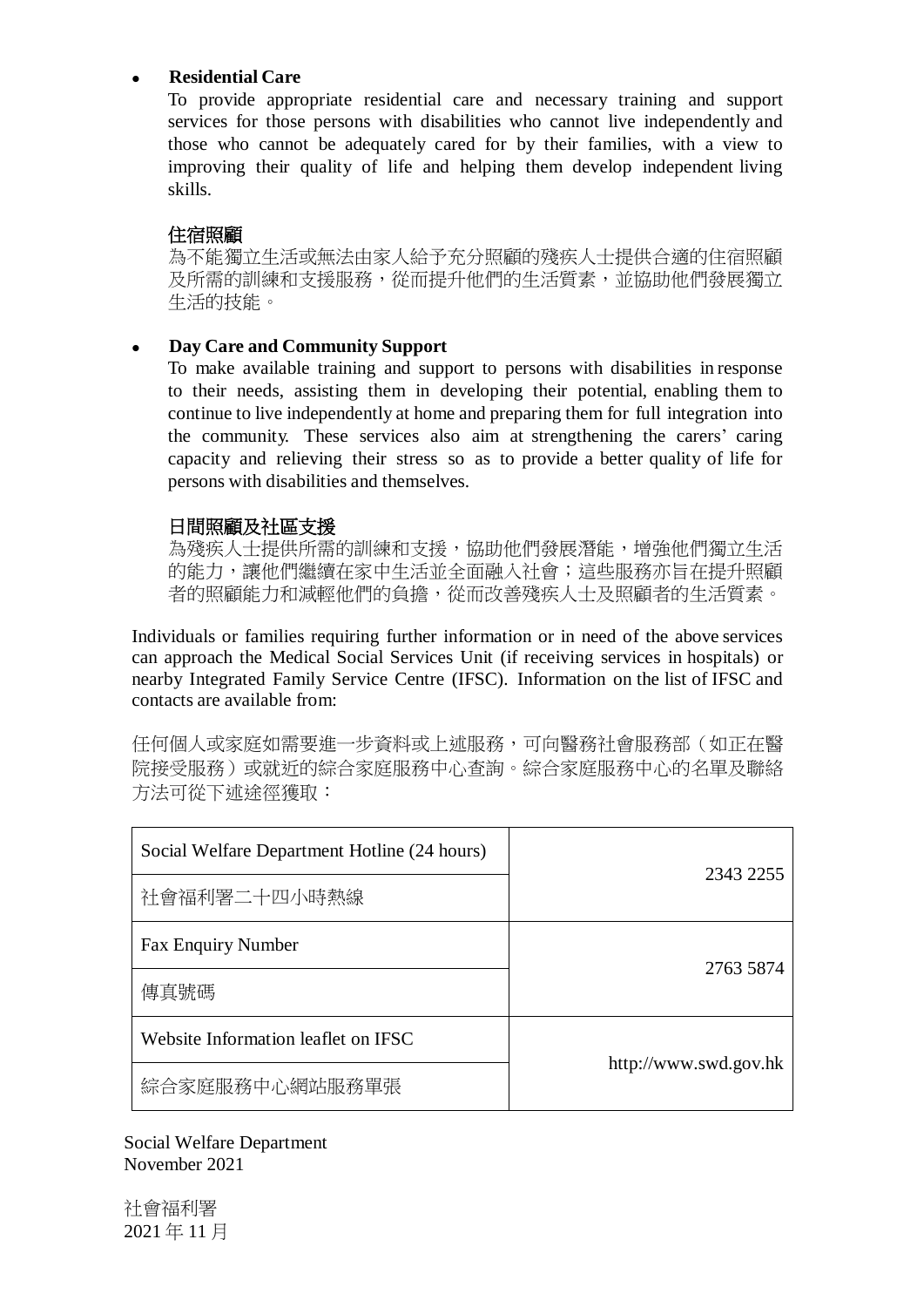- **Residential Care**

  To provide appropriate residential care and necessary training and support services for those persons with disabilities who cannot live independently and those who cannot be adequately cared for by their families, with a view to improving their quality of life and helping them develop independent living skills.

  **住宿照顧**

  為不能獨立生活或無法由家人給予充分照顧的殘疾人士提供合適的住宿照顧及所需的訓練和支援服務，從而提升他們的生活質素，並協助他們發展獨立生活的技能。

- **Day Care and Community Support**

  To make available training and support to persons with disabilities in response to their needs, assisting them in developing their potential, enabling them to continue to live independently at home and preparing them for full integration into the community. These services also aim at strengthening the carers' caring capacity and relieving their stress so as to provide a better quality of life for persons with disabilities and themselves.

  **日間照顧及社區支援**

  為殘疾人士提供所需的訓練和支援，協助他們發展潛能，增強他們獨立生活的能力，讓他們繼續在家中生活並全面融入社會；這些服務亦旨在提升照顧者的照顧能力和減輕他們的負擔，從而改善殘疾人士及照顧者的生活質素。

Individuals or families requiring further information or in need of the above services can approach the Medical Social Services Unit (if receiving services in hospitals) or nearby Integrated Family Service Centre (IFSC). Information on the list of IFSC and contacts are available from:

任何個人或家庭如需要進一步資料或上述服務，可向醫務社會服務部（如正在醫院接受服務）或就近的綜合家庭服務中心查詢。綜合家庭服務中心的名單及聯絡方法可從下述途徑獲取：

| | |
|---|---|
| Social Welfare Department Hotline (24 hours)<br>社會福利署二十四小時熱線 | 2343 2255 |
| Fax Enquiry Number<br>傳真號碼 | 2763 5874 |
| Website Information leaflet on IFSC<br>綜合家庭服務中心網站服務單張 | http://www.swd.gov.hk |

Social Welfare Department
November 2021

社會福利署
2021 年 11 月